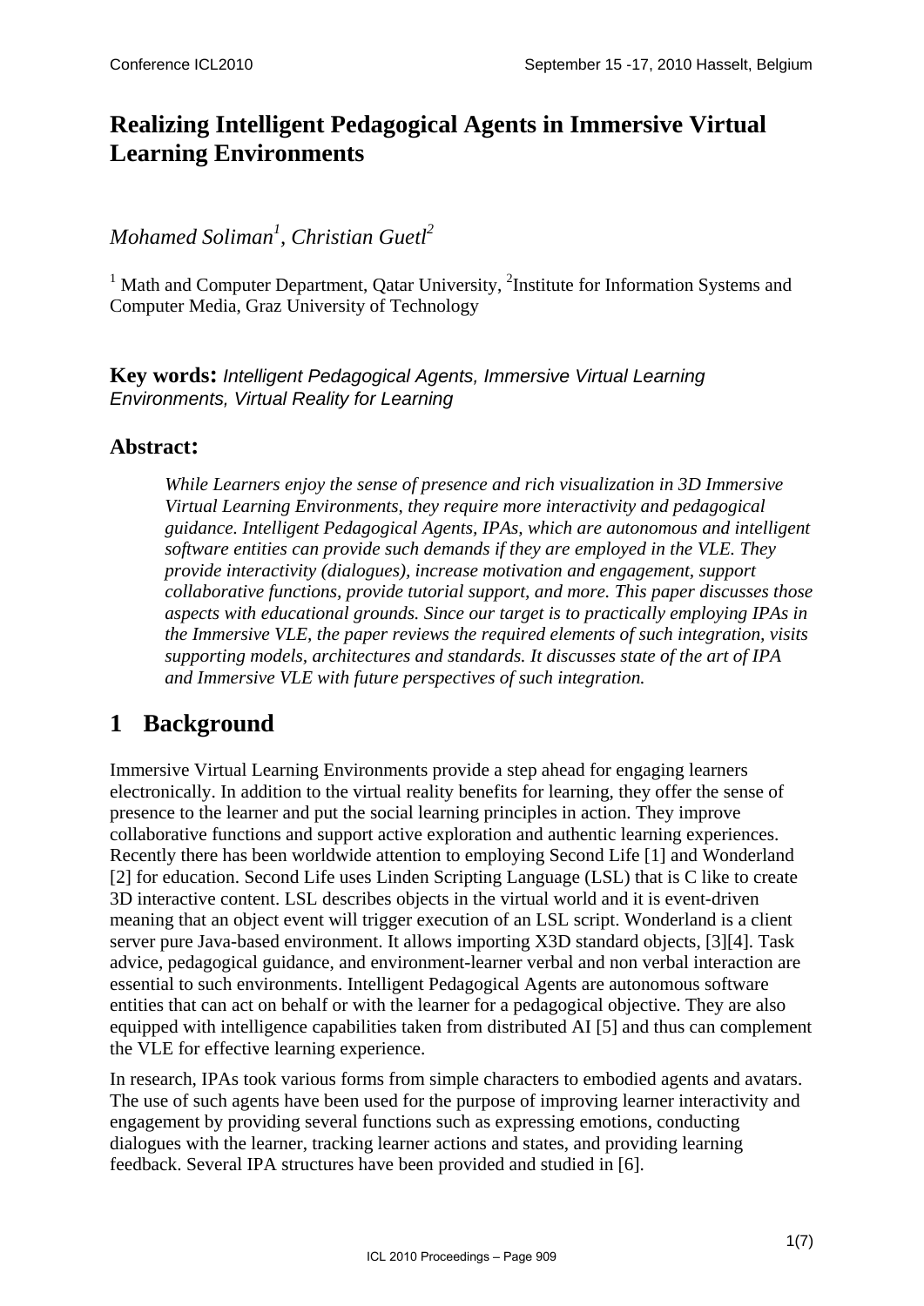# Realizing Intelligent Pedagogical Agents in Immersive Virtual Learning Environments

*Mohamed Soliman[1], Christian Guetl[2]*

[1] Math and Computer Department, Qatar University, [2]Institute for Information Systems and Computer Media, Graz University of Technology

**Key words:** *Intelligent Pedagogical Agents, Immersive Virtual Learning Environments, Virtual Reality for Learning*

## Abstract:

*While Learners enjoy the sense of presence and rich visualization in 3D Immersive Virtual Learning Environments, they require more interactivity and pedagogical guidance. Intelligent Pedagogical Agents, IPAs, which are autonomous and intelligent software entities can provide such demands if they are employed in the VLE. They provide interactivity (dialogues), increase motivation and engagement, support collaborative functions, provide tutorial support, and more. This paper discusses those aspects with educational grounds. Since our target is to practically employing IPAs in the Immersive VLE, the paper reviews the required elements of such integration, visits supporting models, architectures and standards. It discusses state of the art of IPA and Immersive VLE with future perspectives of such integration.*

# 1 Background

Immersive Virtual Learning Environments provide a step ahead for engaging learners electronically. In addition to the virtual reality benefits for learning, they offer the sense of presence to the learner and put the social learning principles in action. They improve collaborative functions and support active exploration and authentic learning experiences. Recently there has been worldwide attention to employing Second Life [1] and Wonderland [2] for education. Second Life uses Linden Scripting Language (LSL) that is C like to create 3D interactive content. LSL describes objects in the virtual world and it is event-driven meaning that an object event will trigger execution of an LSL script. Wonderland is a client server pure Java-based environment. It allows importing X3D standard objects, [3][4]. Task advice, pedagogical guidance, and environment-learner verbal and non verbal interaction are essential to such environments. Intelligent Pedagogical Agents are autonomous software entities that can act on behalf or with the learner for a pedagogical objective. They are also equipped with intelligence capabilities taken from distributed AI [5] and thus can complement the VLE for effective learning experience.

In research, IPAs took various forms from simple characters to embodied agents and avatars. The use of such agents have been used for the purpose of improving learner interactivity and engagement by providing several functions such as expressing emotions, conducting dialogues with the learner, tracking learner actions and states, and providing learning feedback. Several IPA structures have been provided and studied in [6].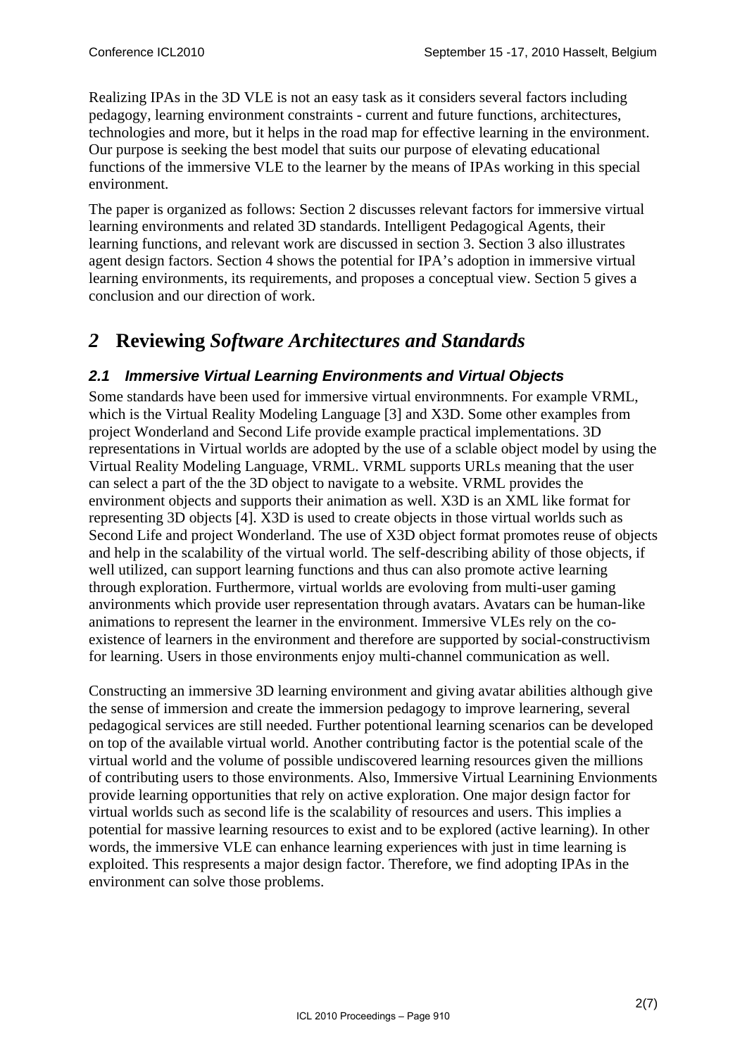Realizing IPAs in the 3D VLE is not an easy task as it considers several factors including pedagogy, learning environment constraints - current and future functions, architectures, technologies and more, but it helps in the road map for effective learning in the environment. Our purpose is seeking the best model that suits our purpose of elevating educational functions of the immersive VLE to the learner by the means of IPAs working in this special environment.

The paper is organized as follows: Section 2 discusses relevant factors for immersive virtual learning environments and related 3D standards. Intelligent Pedagogical Agents, their learning functions, and relevant work are discussed in section 3. Section 3 also illustrates agent design factors. Section 4 shows the potential for IPA's adoption in immersive virtual learning environments, its requirements, and proposes a conceptual view. Section 5 gives a conclusion and our direction of work.

# *2* Reviewing *Software Architectures and Standards*

## *2.1 Immersive Virtual Learning Environments and Virtual Objects*

Some standards have been used for immersive virtual environmnents. For example VRML, which is the Virtual Reality Modeling Language [3] and X3D. Some other examples from project Wonderland and Second Life provide example practical implementations. 3D representations in Virtual worlds are adopted by the use of a sclable object model by using the Virtual Reality Modeling Language, VRML. VRML supports URLs meaning that the user can select a part of the the 3D object to navigate to a website. VRML provides the environment objects and supports their animation as well. X3D is an XML like format for representing 3D objects [4]. X3D is used to create objects in those virtual worlds such as Second Life and project Wonderland. The use of X3D object format promotes reuse of objects and help in the scalability of the virtual world. The self-describing ability of those objects, if well utilized, can support learning functions and thus can also promote active learning through exploration. Furthermore, virtual worlds are evoloving from multi-user gaming anvironments which provide user representation through avatars. Avatars can be human-like animations to represent the learner in the environment. Immersive VLEs rely on the co-existence of learners in the environment and therefore are supported by social-constructivism for learning. Users in those environments enjoy multi-channel communication as well.

Constructing an immersive 3D learning environment and giving avatar abilities although give the sense of immersion and create the immersion pedagogy to improve learnering, several pedagogical services are still needed. Further potentional learning scenarios can be developed on top of the available virtual world. Another contributing factor is the potential scale of the virtual world and the volume of possible undiscovered learning resources given the millions of contributing users to those environments. Also, Immersive Virtual Learnining Envionments provide learning opportunities that rely on active exploration. One major design factor for virtual worlds such as second life is the scalability of resources and users. This implies a potential for massive learning resources to exist and to be explored (active learning). In other words, the immersive VLE can enhance learning experiences with just in time learning is exploited. This respresents a major design factor. Therefore, we find adopting IPAs in the environment can solve those problems.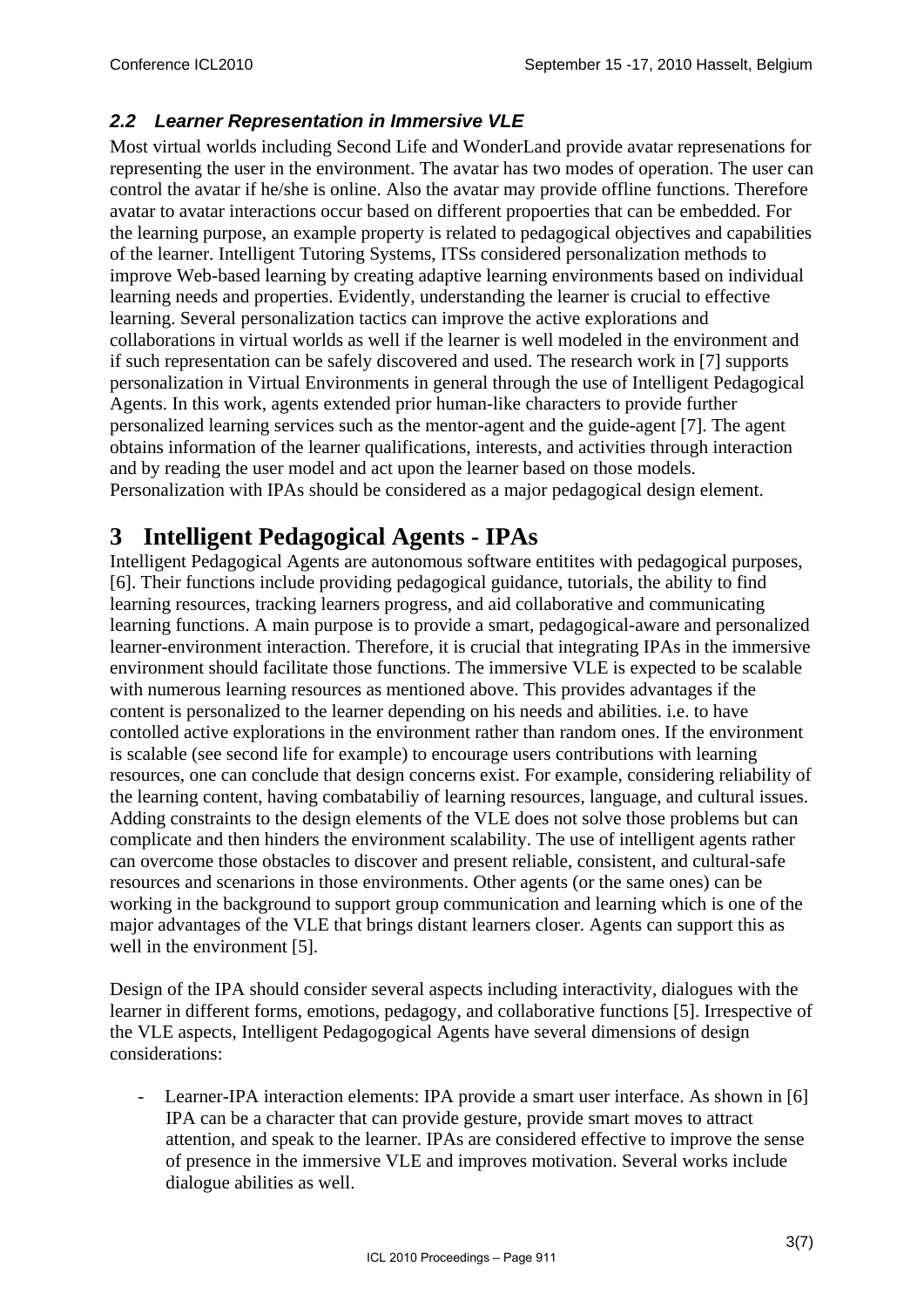### *2.2 Learner Representation in Immersive VLE*

Most virtual worlds including Second Life and WonderLand provide avatar represenations for representing the user in the environment. The avatar has two modes of operation. The user can control the avatar if he/she is online. Also the avatar may provide offline functions. Therefore avatar to avatar interactions occur based on different propoerties that can be embedded. For the learning purpose, an example property is related to pedagogical objectives and capabilities of the learner. Intelligent Tutoring Systems, ITSs considered personalization methods to improve Web-based learning by creating adaptive learning environments based on individual learning needs and properties. Evidently, understanding the learner is crucial to effective learning. Several personalization tactics can improve the active explorations and collaborations in virtual worlds as well if the learner is well modeled in the environment and if such representation can be safely discovered and used. The research work in [7] supports personalization in Virtual Environments in general through the use of Intelligent Pedagogical Agents. In this work, agents extended prior human-like characters to provide further personalized learning services such as the mentor-agent and the guide-agent [7]. The agent obtains information of the learner qualifications, interests, and activities through interaction and by reading the user model and act upon the learner based on those models. Personalization with IPAs should be considered as a major pedagogical design element.

# 3 Intelligent Pedagogical Agents - IPAs

Intelligent Pedagogical Agents are autonomous software entitites with pedagogical purposes, [6]. Their functions include providing pedagogical guidance, tutorials, the ability to find learning resources, tracking learners progress, and aid collaborative and communicating learning functions. A main purpose is to provide a smart, pedagogical-aware and personalized learner-environment interaction. Therefore, it is crucial that integrating IPAs in the immersive environment should facilitate those functions. The immersive VLE is expected to be scalable with numerous learning resources as mentioned above. This provides advantages if the content is personalized to the learner depending on his needs and abilities. i.e. to have contolled active explorations in the environment rather than random ones. If the environment is scalable (see second life for example) to encourage users contributions with learning resources, one can conclude that design concerns exist. For example, considering reliability of the learning content, having combatabiliy of learning resources, language, and cultural issues. Adding constraints to the design elements of the VLE does not solve those problems but can complicate and then hinders the environment scalability. The use of intelligent agents rather can overcome those obstacles to discover and present reliable, consistent, and cultural-safe resources and scenarions in those environments. Other agents (or the same ones) can be working in the background to support group communication and learning which is one of the major advantages of the VLE that brings distant learners closer. Agents can support this as well in the environment [5].

Design of the IPA should consider several aspects including interactivity, dialogues with the learner in different forms, emotions, pedagogy, and collaborative functions [5]. Irrespective of the VLE aspects, Intelligent Pedagogogical Agents have several dimensions of design considerations:

- Learner-IPA interaction elements: IPA provide a smart user interface. As shown in [6] IPA can be a character that can provide gesture, provide smart moves to attract attention, and speak to the learner. IPAs are considered effective to improve the sense of presence in the immersive VLE and improves motivation. Several works include dialogue abilities as well.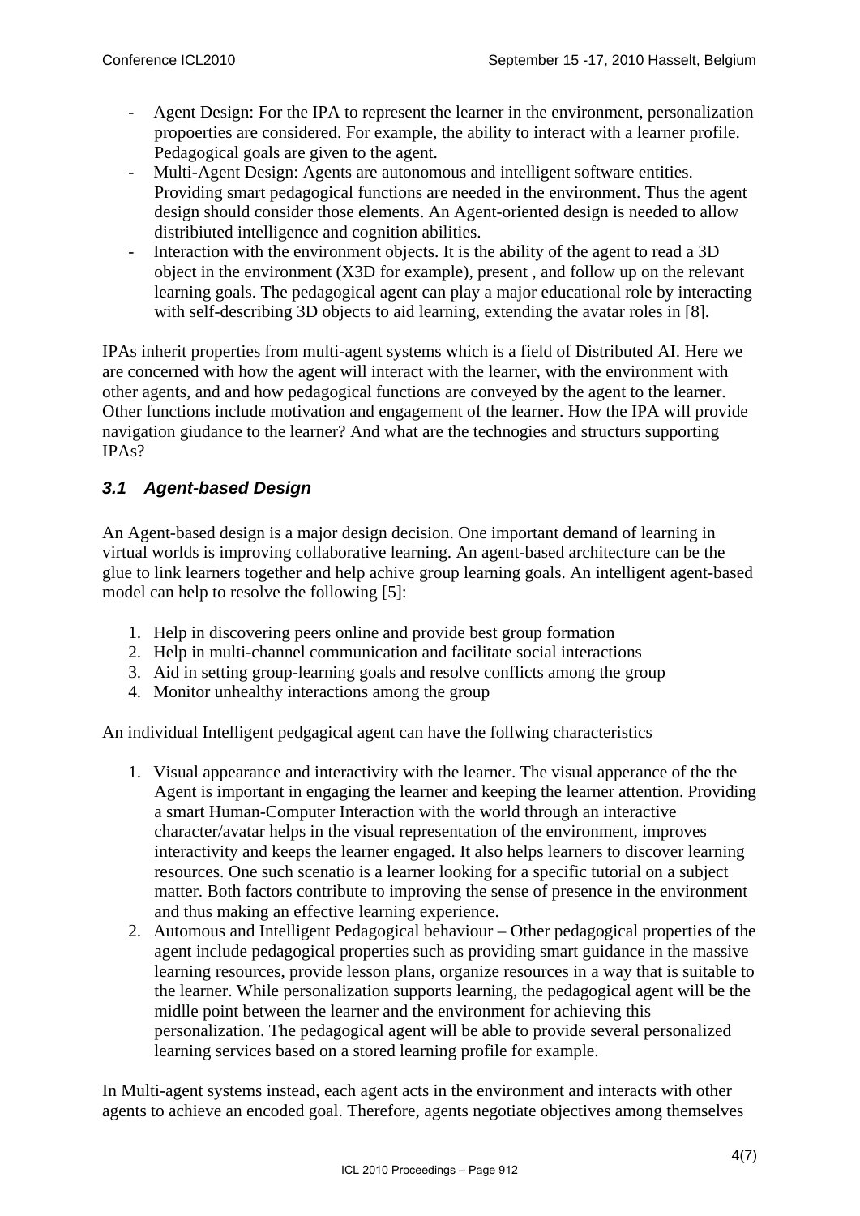- Agent Design: For the IPA to represent the learner in the environment, personalization propoerties are considered. For example, the ability to interact with a learner profile. Pedagogical goals are given to the agent.
- Multi-Agent Design: Agents are autonomous and intelligent software entities. Providing smart pedagogical functions are needed in the environment. Thus the agent design should consider those elements. An Agent-oriented design is needed to allow distribiuted intelligence and cognition abilities.
- Interaction with the environment objects. It is the ability of the agent to read a 3D object in the environment (X3D for example), present , and follow up on the relevant learning goals. The pedagogical agent can play a major educational role by interacting with self-describing 3D objects to aid learning, extending the avatar roles in [8].

IPAs inherit properties from multi-agent systems which is a field of Distributed AI. Here we are concerned with how the agent will interact with the learner, with the environment with other agents, and and how pedagogical functions are conveyed by the agent to the learner. Other functions include motivation and engagement of the learner. How the IPA will provide navigation giudance to the learner? And what are the technogies and structurs supporting IPAs?

### *3.1 Agent-based Design*

An Agent-based design is a major design decision. One important demand of learning in virtual worlds is improving collaborative learning. An agent-based architecture can be the glue to link learners together and help achive group learning goals. An intelligent agent-based model can help to resolve the following [5]:

1. Help in discovering peers online and provide best group formation
2. Help in multi-channel communication and facilitate social interactions
3. Aid in setting group-learning goals and resolve conflicts among the group
4. Monitor unhealthy interactions among the group

An individual Intelligent pedgagical agent can have the follwing characteristics

1. Visual appearance and interactivity with the learner. The visual apperance of the the Agent is important in engaging the learner and keeping the learner attention. Providing a smart Human-Computer Interaction with the world through an interactive character/avatar helps in the visual representation of the environment, improves interactivity and keeps the learner engaged. It also helps learners to discover learning resources. One such scenatio is a learner looking for a specific tutorial on a subject matter. Both factors contribute to improving the sense of presence in the environment and thus making an effective learning experience.
2. Automous and Intelligent Pedagogical behaviour – Other pedagogical properties of the agent include pedagogical properties such as providing smart guidance in the massive learning resources, provide lesson plans, organize resources in a way that is suitable to the learner. While personalization supports learning, the pedagogical agent will be the midlle point between the learner and the environment for achieving this personalization. The pedagogical agent will be able to provide several personalized learning services based on a stored learning profile for example.

In Multi-agent systems instead, each agent acts in the environment and interacts with other agents to achieve an encoded goal. Therefore, agents negotiate objectives among themselves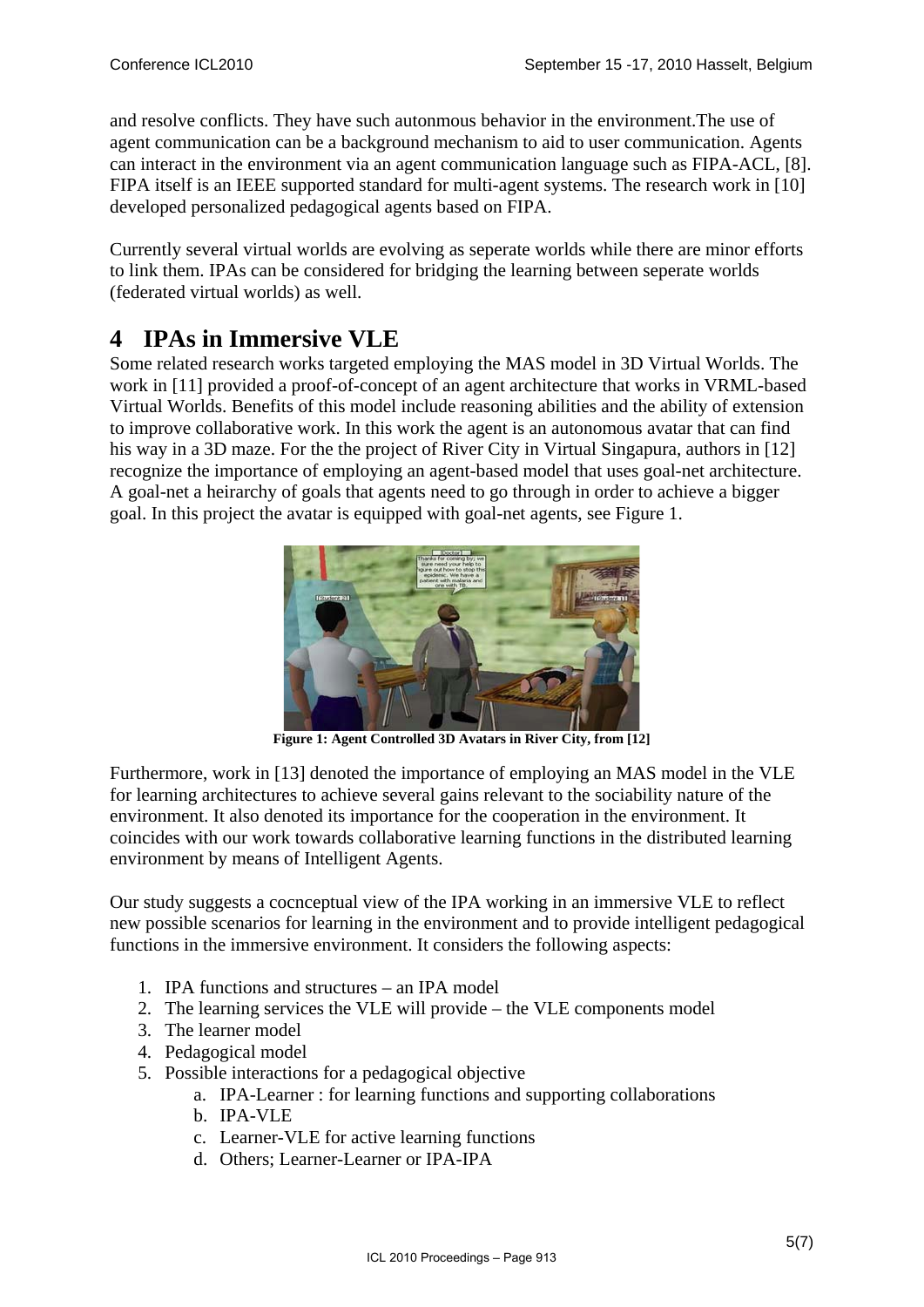and resolve conflicts. They have such autonmous behavior in the environment.The use of agent communication can be a background mechanism to aid to user communication. Agents can interact in the environment via an agent communication language such as FIPA-ACL, [8]. FIPA itself is an IEEE supported standard for multi-agent systems. The research work in [10] developed personalized pedagogical agents based on FIPA.

Currently several virtual worlds are evolving as seperate worlds while there are minor efforts to link them. IPAs can be considered for bridging the learning between seperate worlds (federated virtual worlds) as well.

# 4 IPAs in Immersive VLE

Some related research works targeted employing the MAS model in 3D Virtual Worlds. The work in [11] provided a proof-of-concept of an agent architecture that works in VRML-based Virtual Worlds. Benefits of this model include reasoning abilities and the ability of extension to improve collaborative work. In this work the agent is an autonomous avatar that can find his way in a 3D maze. For the the project of River City in Virtual Singapura, authors in [12] recognize the importance of employing an agent-based model that uses goal-net architecture. A goal-net a heirarchy of goals that agents need to go through in order to achieve a bigger goal. In this project the avatar is equipped with goal-net agents, see Figure 1.

**Figure 1: Agent Controlled 3D Avatars in River City, from [12]**

Furthermore, work in [13] denoted the importance of employing an MAS model in the VLE for learning architectures to achieve several gains relevant to the sociability nature of the environment. It also denoted its importance for the cooperation in the environment. It coincides with our work towards collaborative learning functions in the distributed learning environment by means of Intelligent Agents.

Our study suggests a cocnceptual view of the IPA working in an immersive VLE to reflect new possible scenarios for learning in the environment and to provide intelligent pedagogical functions in the immersive environment. It considers the following aspects:

1. IPA functions and structures – an IPA model
2. The learning services the VLE will provide – the VLE components model
3. The learner model
4. Pedagogical model
5. Possible interactions for a pedagogical objective
    a. IPA-Learner : for learning functions and supporting collaborations
    b. IPA-VLE
    c. Learner-VLE for active learning functions
    d. Others; Learner-Learner or IPA-IPA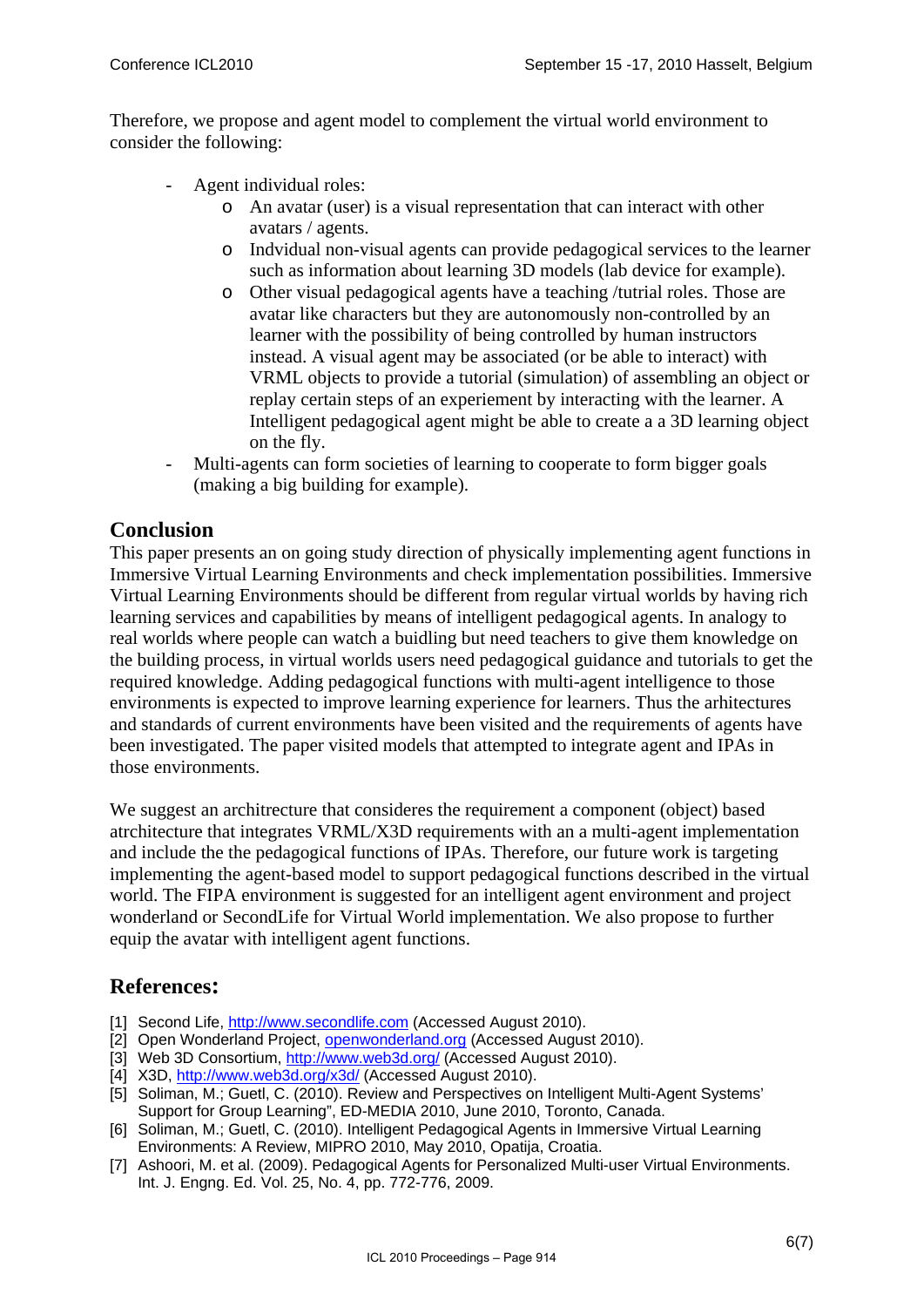Therefore, we propose and agent model to complement the virtual world environment to consider the following:

- Agent individual roles:
  - An avatar (user) is a visual representation that can interact with other avatars / agents.
  - Indvidual non-visual agents can provide pedagogical services to the learner such as information about learning 3D models (lab device for example).
  - Other visual pedagogical agents have a teaching /tutrial roles. Those are avatar like characters but they are autonomously non-controlled by an learner with the possibility of being controlled by human instructors instead. A visual agent may be associated (or be able to interact) with VRML objects to provide a tutorial (simulation) of assembling an object or replay certain steps of an experiement by interacting with the learner. A Intelligent pedagogical agent might be able to create a a 3D learning object on the fly.
- Multi-agents can form societies of learning to cooperate to form bigger goals (making a big building for example).

## Conclusion

This paper presents an on going study direction of physically implementing agent functions in Immersive Virtual Learning Environments and check implementation possibilities. Immersive Virtual Learning Environments should be different from regular virtual worlds by having rich learning services and capabilities by means of intelligent pedagogical agents. In analogy to real worlds where people can watch a buidling but need teachers to give them knowledge on the building process, in virtual worlds users need pedagogical guidance and tutorials to get the required knowledge. Adding pedagogical functions with multi-agent intelligence to those environments is expected to improve learning experience for learners. Thus the arhitectures and standards of current environments have been visited and the requirements of agents have been investigated. The paper visited models that attempted to integrate agent and IPAs in those environments.

We suggest an architrecture that consideres the requirement a component (object) based atrchitecture that integrates VRML/X3D requirements with an a multi-agent implementation and include the the pedagogical functions of IPAs. Therefore, our future work is targeting implementing the agent-based model to support pedagogical functions described in the virtual world. The FIPA environment is suggested for an intelligent agent environment and project wonderland or SecondLife for Virtual World implementation. We also propose to further equip the avatar with intelligent agent functions.

## References:

[1] Second Life, http://www.secondlife.com (Accessed August 2010).
[2] Open Wonderland Project, openwonderland.org (Accessed August 2010).
[3] Web 3D Consortium, http://www.web3d.org/ (Accessed August 2010).
[4] X3D, http://www.web3d.org/x3d/ (Accessed August 2010).
[5] Soliman, M.; Guetl, C. (2010). Review and Perspectives on Intelligent Multi-Agent Systems' Support for Group Learning", ED-MEDIA 2010, June 2010, Toronto, Canada.
[6] Soliman, M.; Guetl, C. (2010). Intelligent Pedagogical Agents in Immersive Virtual Learning Environments: A Review, MIPRO 2010, May 2010, Opatija, Croatia.
[7] Ashoori, M. et al. (2009). Pedagogical Agents for Personalized Multi-user Virtual Environments. Int. J. Engng. Ed. Vol. 25, No. 4, pp. 772-776, 2009.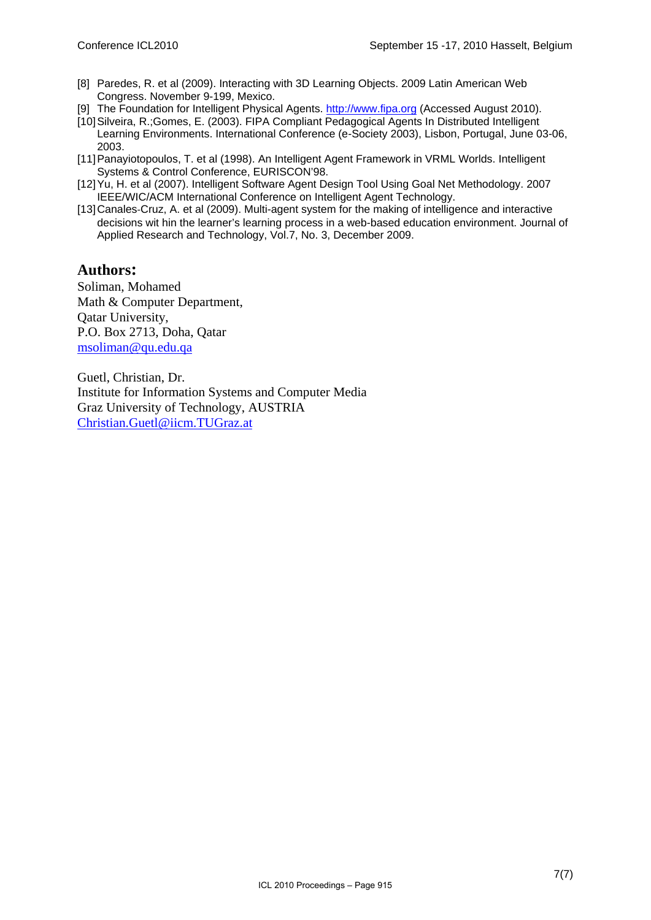[8] Paredes, R. et al (2009). Interacting with 3D Learning Objects. 2009 Latin American Web Congress. November 9-199, Mexico.

[9] The Foundation for Intelligent Physical Agents. http://www.fipa.org (Accessed August 2010).

[10] Silveira, R.;Gomes, E. (2003). FIPA Compliant Pedagogical Agents In Distributed Intelligent Learning Environments. International Conference (e-Society 2003), Lisbon, Portugal, June 03-06, 2003.

[11] Panayiotopoulos, T. et al (1998). An Intelligent Agent Framework in VRML Worlds. Intelligent Systems & Control Conference, EURISCON'98.

[12] Yu, H. et al (2007). Intelligent Software Agent Design Tool Using Goal Net Methodology. 2007 IEEE/WIC/ACM International Conference on Intelligent Agent Technology.

[13] Canales-Cruz, A. et al (2009). Multi-agent system for the making of intelligence and interactive decisions wit hin the learner's learning process in a web-based education environment. Journal of Applied Research and Technology, Vol.7, No. 3, December 2009.

## Authors:

Soliman, Mohamed
Math & Computer Department,
Qatar University,
P.O. Box 2713, Doha, Qatar
msoliman@qu.edu.qa

Guetl, Christian, Dr.
Institute for Information Systems and Computer Media
Graz University of Technology, AUSTRIA
Christian.Guetl@iicm.TUGraz.at